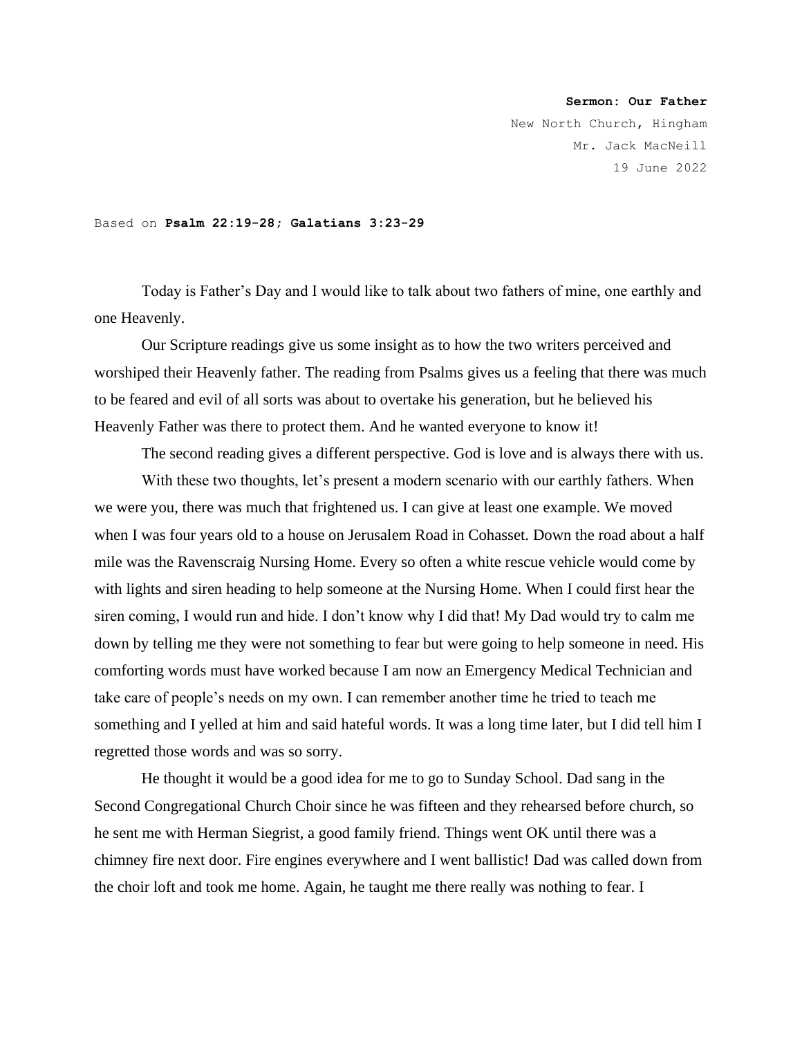**Sermon: Our Father**
New North Church, Hingham
Mr. Jack MacNeill
19 June 2022

Based on **Psalm 22:19-28; Galatians 3:23-29**

Today is Father's Day and I would like to talk about two fathers of mine, one earthly and one Heavenly.

Our Scripture readings give us some insight as to how the two writers perceived and worshiped their Heavenly father. The reading from Psalms gives us a feeling that there was much to be feared and evil of all sorts was about to overtake his generation, but he believed his Heavenly Father was there to protect them. And he wanted everyone to know it!

The second reading gives a different perspective. God is love and is always there with us.

With these two thoughts, let's present a modern scenario with our earthly fathers. When we were you, there was much that frightened us. I can give at least one example. We moved when I was four years old to a house on Jerusalem Road in Cohasset. Down the road about a half mile was the Ravenscraig Nursing Home. Every so often a white rescue vehicle would come by with lights and siren heading to help someone at the Nursing Home. When I could first hear the siren coming, I would run and hide. I don't know why I did that! My Dad would try to calm me down by telling me they were not something to fear but were going to help someone in need. His comforting words must have worked because I am now an Emergency Medical Technician and take care of people's needs on my own. I can remember another time he tried to teach me something and I yelled at him and said hateful words. It was a long time later, but I did tell him I regretted those words and was so sorry.

He thought it would be a good idea for me to go to Sunday School. Dad sang in the Second Congregational Church Choir since he was fifteen and they rehearsed before church, so he sent me with Herman Siegrist, a good family friend. Things went OK until there was a chimney fire next door. Fire engines everywhere and I went ballistic! Dad was called down from the choir loft and took me home. Again, he taught me there really was nothing to fear. I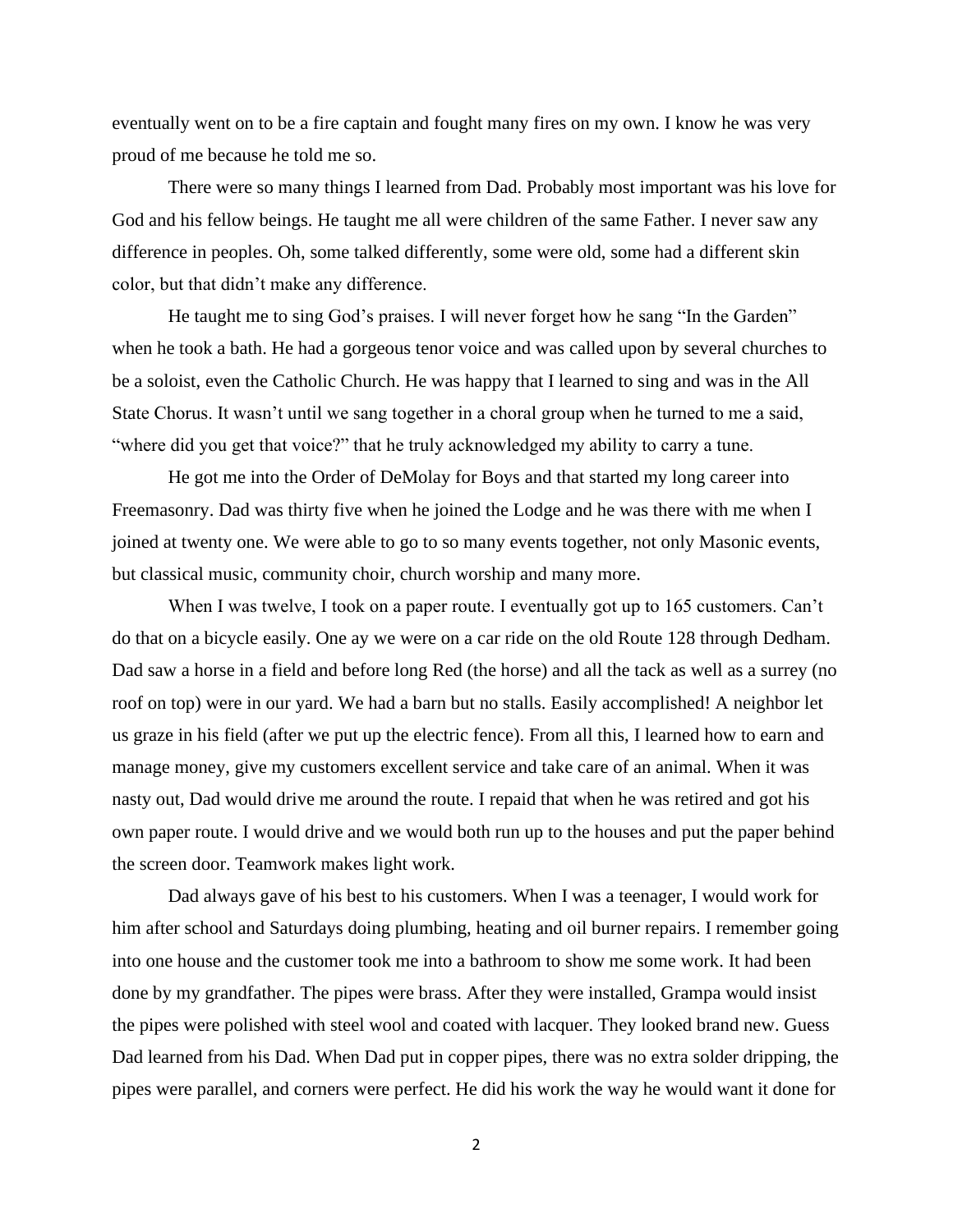eventually went on to be a fire captain and fought many fires on my own. I know he was very proud of me because he told me so.

There were so many things I learned from Dad. Probably most important was his love for God and his fellow beings. He taught me all were children of the same Father. I never saw any difference in peoples. Oh, some talked differently, some were old, some had a different skin color, but that didn't make any difference.

He taught me to sing God's praises. I will never forget how he sang "In the Garden" when he took a bath. He had a gorgeous tenor voice and was called upon by several churches to be a soloist, even the Catholic Church. He was happy that I learned to sing and was in the All State Chorus. It wasn't until we sang together in a choral group when he turned to me a said, "where did you get that voice?" that he truly acknowledged my ability to carry a tune.

He got me into the Order of DeMolay for Boys and that started my long career into Freemasonry. Dad was thirty five when he joined the Lodge and he was there with me when I joined at twenty one. We were able to go to so many events together, not only Masonic events, but classical music, community choir, church worship and many more.

When I was twelve, I took on a paper route. I eventually got up to 165 customers. Can't do that on a bicycle easily. One ay we were on a car ride on the old Route 128 through Dedham. Dad saw a horse in a field and before long Red (the horse) and all the tack as well as a surrey (no roof on top) were in our yard. We had a barn but no stalls. Easily accomplished! A neighbor let us graze in his field (after we put up the electric fence). From all this, I learned how to earn and manage money, give my customers excellent service and take care of an animal. When it was nasty out, Dad would drive me around the route. I repaid that when he was retired and got his own paper route. I would drive and we would both run up to the houses and put the paper behind the screen door. Teamwork makes light work.

Dad always gave of his best to his customers. When I was a teenager, I would work for him after school and Saturdays doing plumbing, heating and oil burner repairs. I remember going into one house and the customer took me into a bathroom to show me some work. It had been done by my grandfather. The pipes were brass. After they were installed, Grampa would insist the pipes were polished with steel wool and coated with lacquer. They looked brand new. Guess Dad learned from his Dad. When Dad put in copper pipes, there was no extra solder dripping, the pipes were parallel, and corners were perfect. He did his work the way he would want it done for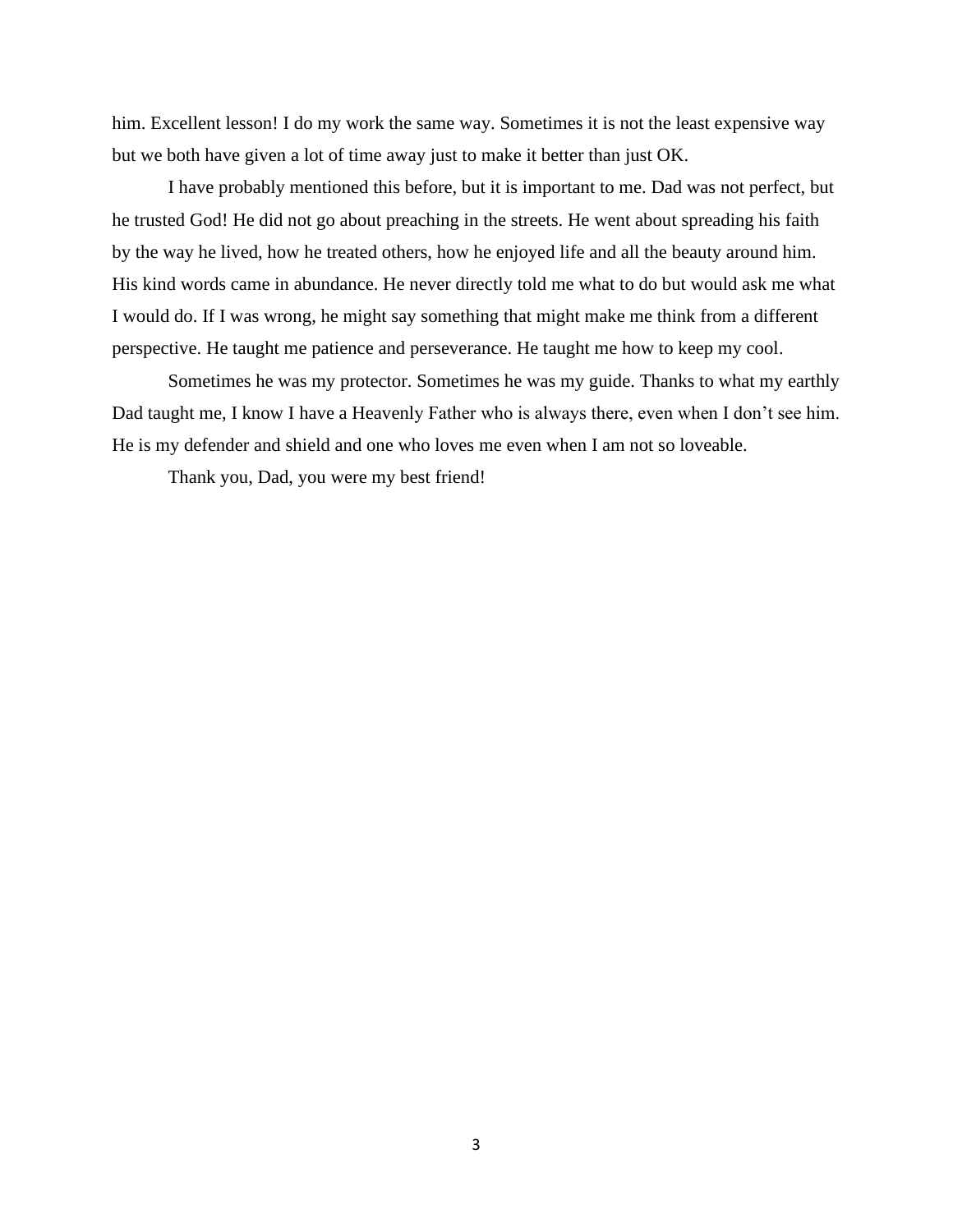him. Excellent lesson! I do my work the same way. Sometimes it is not the least expensive way but we both have given a lot of time away just to make it better than just OK.

I have probably mentioned this before, but it is important to me. Dad was not perfect, but he trusted God! He did not go about preaching in the streets. He went about spreading his faith by the way he lived, how he treated others, how he enjoyed life and all the beauty around him. His kind words came in abundance. He never directly told me what to do but would ask me what I would do. If I was wrong, he might say something that might make me think from a different perspective. He taught me patience and perseverance. He taught me how to keep my cool.

Sometimes he was my protector. Sometimes he was my guide. Thanks to what my earthly Dad taught me, I know I have a Heavenly Father who is always there, even when I don't see him. He is my defender and shield and one who loves me even when I am not so loveable.

Thank you, Dad, you were my best friend!